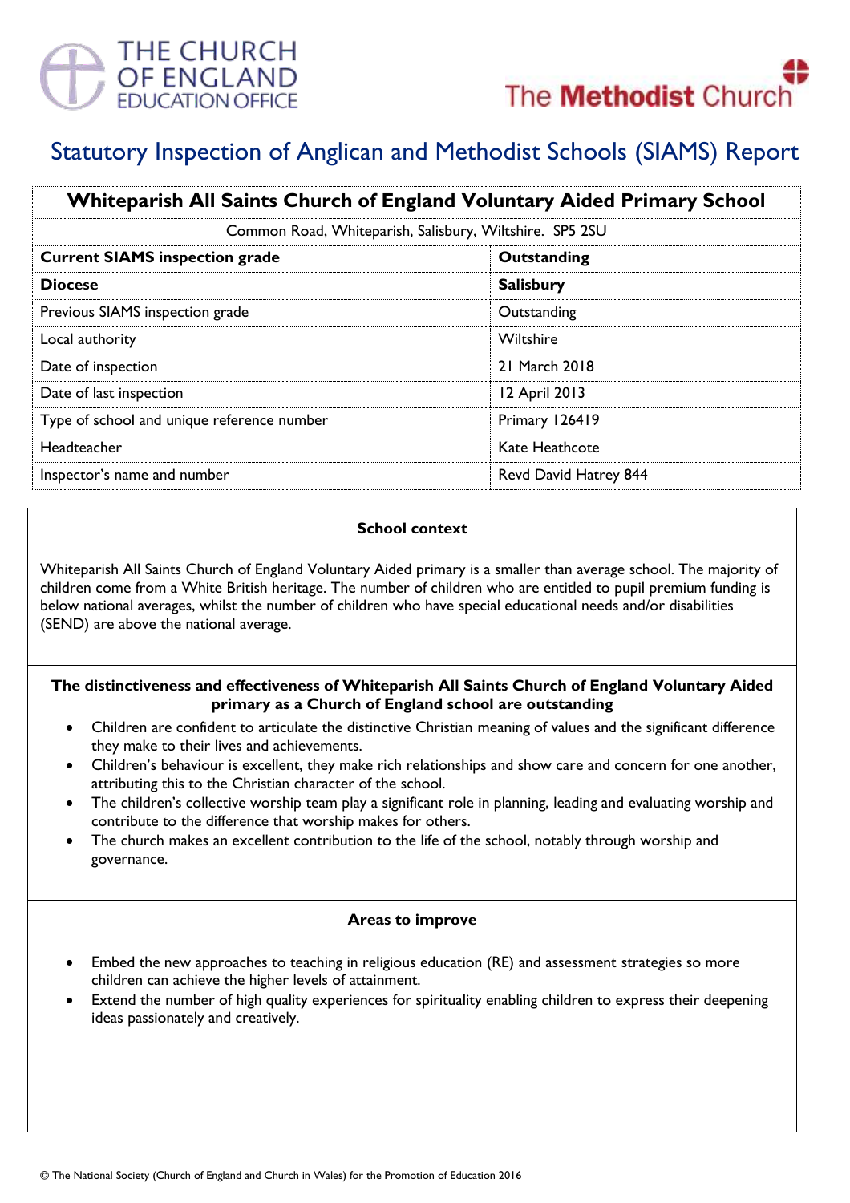THE CHURCH OF ENGLAND EDUCATION OFFICE

The Methodist Church

# Statutory Inspection of Anglican and Methodist Schools (SIAMS) Report

| **Whiteparish All Saints Church of England Voluntary Aided Primary School** | |
|---|---|
| Common Road, Whiteparish, Salisbury, Wiltshire. SP5 2SU | |
| **Current SIAMS inspection grade** | **Outstanding** |
| **Diocese** | **Salisbury** |
| Previous SIAMS inspection grade | Outstanding |
| Local authority | Wiltshire |
| Date of inspection | 21 March 2018 |
| Date of last inspection | 12 April 2013 |
| Type of school and unique reference number | Primary 126419 |
| Headteacher | Kate Heathcote |
| Inspector's name and number | Revd David Hatrey 844 |

### School context

Whiteparish All Saints Church of England Voluntary Aided primary is a smaller than average school. The majority of children come from a White British heritage. The number of children who are entitled to pupil premium funding is below national averages, whilst the number of children who have special educational needs and/or disabilities (SEND) are above the national average.

### The distinctiveness and effectiveness of Whiteparish All Saints Church of England Voluntary Aided primary as a Church of England school are outstanding

- Children are confident to articulate the distinctive Christian meaning of values and the significant difference they make to their lives and achievements.
- Children's behaviour is excellent, they make rich relationships and show care and concern for one another, attributing this to the Christian character of the school.
- The children's collective worship team play a significant role in planning, leading and evaluating worship and contribute to the difference that worship makes for others.
- The church makes an excellent contribution to the life of the school, notably through worship and governance.

### Areas to improve

- Embed the new approaches to teaching in religious education (RE) and assessment strategies so more children can achieve the higher levels of attainment.
- Extend the number of high quality experiences for spirituality enabling children to express their deepening ideas passionately and creatively.

© The National Society (Church of England and Church in Wales) for the Promotion of Education 2016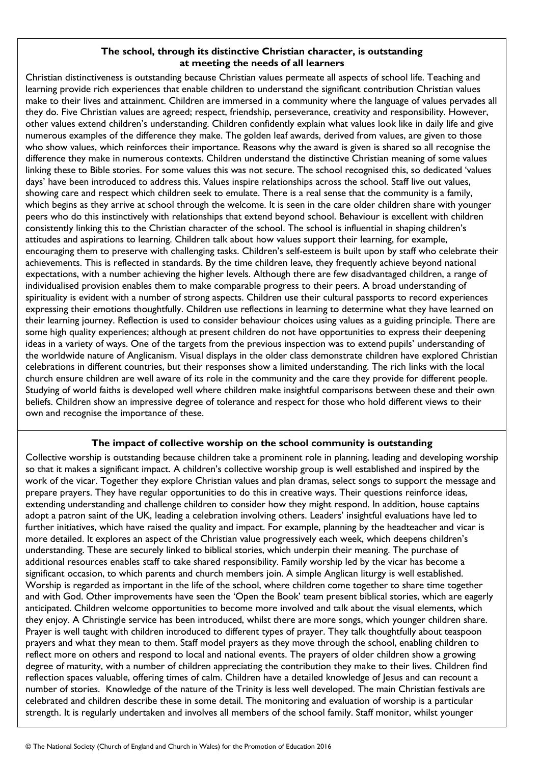## The school, through its distinctive Christian character, is outstanding at meeting the needs of all learners

Christian distinctiveness is outstanding because Christian values permeate all aspects of school life. Teaching and learning provide rich experiences that enable children to understand the significant contribution Christian values make to their lives and attainment. Children are immersed in a community where the language of values pervades all they do. Five Christian values are agreed; respect, friendship, perseverance, creativity and responsibility. However, other values extend children's understanding. Children confidently explain what values look like in daily life and give numerous examples of the difference they make. The golden leaf awards, derived from values, are given to those who show values, which reinforces their importance. Reasons why the award is given is shared so all recognise the difference they make in numerous contexts. Children understand the distinctive Christian meaning of some values linking these to Bible stories. For some values this was not secure. The school recognised this, so dedicated 'values days' have been introduced to address this. Values inspire relationships across the school. Staff live out values, showing care and respect which children seek to emulate. There is a real sense that the community is a family, which begins as they arrive at school through the welcome. It is seen in the care older children share with younger peers who do this instinctively with relationships that extend beyond school. Behaviour is excellent with children consistently linking this to the Christian character of the school. The school is influential in shaping children's attitudes and aspirations to learning. Children talk about how values support their learning, for example, encouraging them to preserve with challenging tasks. Children's self-esteem is built upon by staff who celebrate their achievements. This is reflected in standards. By the time children leave, they frequently achieve beyond national expectations, with a number achieving the higher levels. Although there are few disadvantaged children, a range of individualised provision enables them to make comparable progress to their peers. A broad understanding of spirituality is evident with a number of strong aspects. Children use their cultural passports to record experiences expressing their emotions thoughtfully. Children use reflections in learning to determine what they have learned on their learning journey. Reflection is used to consider behaviour choices using values as a guiding principle. There are some high quality experiences; although at present children do not have opportunities to express their deepening ideas in a variety of ways. One of the targets from the previous inspection was to extend pupils' understanding of the worldwide nature of Anglicanism. Visual displays in the older class demonstrate children have explored Christian celebrations in different countries, but their responses show a limited understanding. The rich links with the local church ensure children are well aware of its role in the community and the care they provide for different people. Studying of world faiths is developed well where children make insightful comparisons between these and their own beliefs. Children show an impressive degree of tolerance and respect for those who hold different views to their own and recognise the importance of these.

## The impact of collective worship on the school community is outstanding

Collective worship is outstanding because children take a prominent role in planning, leading and developing worship so that it makes a significant impact. A children's collective worship group is well established and inspired by the work of the vicar. Together they explore Christian values and plan dramas, select songs to support the message and prepare prayers. They have regular opportunities to do this in creative ways. Their questions reinforce ideas, extending understanding and challenge children to consider how they might respond. In addition, house captains adopt a patron saint of the UK, leading a celebration involving others. Leaders' insightful evaluations have led to further initiatives, which have raised the quality and impact. For example, planning by the headteacher and vicar is more detailed. It explores an aspect of the Christian value progressively each week, which deepens children's understanding. These are securely linked to biblical stories, which underpin their meaning. The purchase of additional resources enables staff to take shared responsibility. Family worship led by the vicar has become a significant occasion, to which parents and church members join. A simple Anglican liturgy is well established. Worship is regarded as important in the life of the school, where children come together to share time together and with God. Other improvements have seen the 'Open the Book' team present biblical stories, which are eagerly anticipated. Children welcome opportunities to become more involved and talk about the visual elements, which they enjoy. A Christingle service has been introduced, whilst there are more songs, which younger children share. Prayer is well taught with children introduced to different types of prayer. They talk thoughtfully about teaspoon prayers and what they mean to them. Staff model prayers as they move through the school, enabling children to reflect more on others and respond to local and national events. The prayers of older children show a growing degree of maturity, with a number of children appreciating the contribution they make to their lives. Children find reflection spaces valuable, offering times of calm. Children have a detailed knowledge of Jesus and can recount a number of stories. Knowledge of the nature of the Trinity is less well developed. The main Christian festivals are celebrated and children describe these in some detail. The monitoring and evaluation of worship is a particular strength. It is regularly undertaken and involves all members of the school family. Staff monitor, whilst younger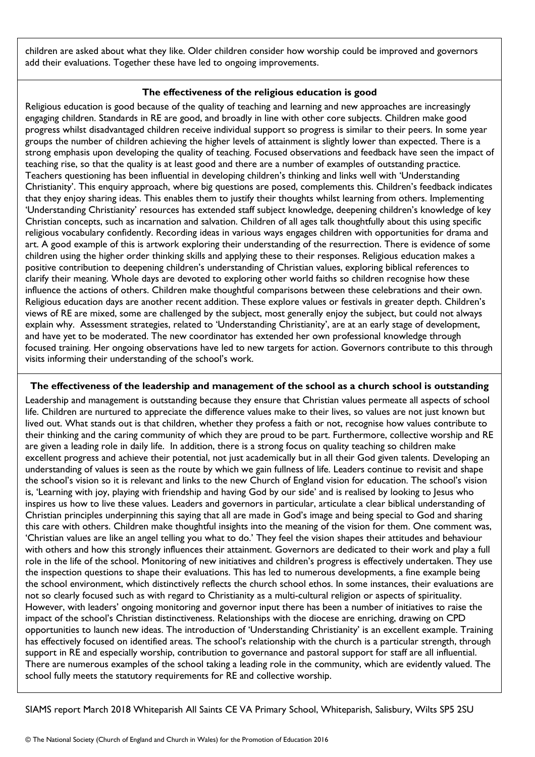children are asked about what they like. Older children consider how worship could be improved and governors add their evaluations. Together these have led to ongoing improvements.

**The effectiveness of the religious education is good**

Religious education is good because of the quality of teaching and learning and new approaches are increasingly engaging children. Standards in RE are good, and broadly in line with other core subjects. Children make good progress whilst disadvantaged children receive individual support so progress is similar to their peers. In some year groups the number of children achieving the higher levels of attainment is slightly lower than expected. There is a strong emphasis upon developing the quality of teaching. Focused observations and feedback have seen the impact of teaching rise, so that the quality is at least good and there are a number of examples of outstanding practice. Teachers questioning has been influential in developing children's thinking and links well with 'Understanding Christianity'. This enquiry approach, where big questions are posed, complements this. Children's feedback indicates that they enjoy sharing ideas. This enables them to justify their thoughts whilst learning from others. Implementing 'Understanding Christianity' resources has extended staff subject knowledge, deepening children's knowledge of key Christian concepts, such as incarnation and salvation. Children of all ages talk thoughtfully about this using specific religious vocabulary confidently. Recording ideas in various ways engages children with opportunities for drama and art. A good example of this is artwork exploring their understanding of the resurrection. There is evidence of some children using the higher order thinking skills and applying these to their responses. Religious education makes a positive contribution to deepening children's understanding of Christian values, exploring biblical references to clarify their meaning. Whole days are devoted to exploring other world faiths so children recognise how these influence the actions of others. Children make thoughtful comparisons between these celebrations and their own. Religious education days are another recent addition. These explore values or festivals in greater depth. Children's views of RE are mixed, some are challenged by the subject, most generally enjoy the subject, but could not always explain why. Assessment strategies, related to 'Understanding Christianity', are at an early stage of development, and have yet to be moderated. The new coordinator has extended her own professional knowledge through focused training. Her ongoing observations have led to new targets for action. Governors contribute to this through visits informing their understanding of the school's work.

**The effectiveness of the leadership and management of the school as a church school is outstanding**

Leadership and management is outstanding because they ensure that Christian values permeate all aspects of school life. Children are nurtured to appreciate the difference values make to their lives, so values are not just known but lived out. What stands out is that children, whether they profess a faith or not, recognise how values contribute to their thinking and the caring community of which they are proud to be part. Furthermore, collective worship and RE are given a leading role in daily life. In addition, there is a strong focus on quality teaching so children make excellent progress and achieve their potential, not just academically but in all their God given talents. Developing an understanding of values is seen as the route by which we gain fullness of life. Leaders continue to revisit and shape the school's vision so it is relevant and links to the new Church of England vision for education. The school's vision is, 'Learning with joy, playing with friendship and having God by our side' and is realised by looking to Jesus who inspires us how to live these values. Leaders and governors in particular, articulate a clear biblical understanding of Christian principles underpinning this saying that all are made in God's image and being special to God and sharing this care with others. Children make thoughtful insights into the meaning of the vision for them. One comment was, 'Christian values are like an angel telling you what to do.' They feel the vision shapes their attitudes and behaviour with others and how this strongly influences their attainment. Governors are dedicated to their work and play a full role in the life of the school. Monitoring of new initiatives and children's progress is effectively undertaken. They use the inspection questions to shape their evaluations. This has led to numerous developments, a fine example being the school environment, which distinctively reflects the church school ethos. In some instances, their evaluations are not so clearly focused such as with regard to Christianity as a multi-cultural religion or aspects of spirituality. However, with leaders' ongoing monitoring and governor input there has been a number of initiatives to raise the impact of the school's Christian distinctiveness. Relationships with the diocese are enriching, drawing on CPD opportunities to launch new ideas. The introduction of 'Understanding Christianity' is an excellent example. Training has effectively focused on identified areas. The school's relationship with the church is a particular strength, through support in RE and especially worship, contribution to governance and pastoral support for staff are all influential. There are numerous examples of the school taking a leading role in the community, which are evidently valued. The school fully meets the statutory requirements for RE and collective worship.

SIAMS report March 2018 Whiteparish All Saints CE VA Primary School, Whiteparish, Salisbury, Wilts SP5 2SU

© The National Society (Church of England and Church in Wales) for the Promotion of Education 2016